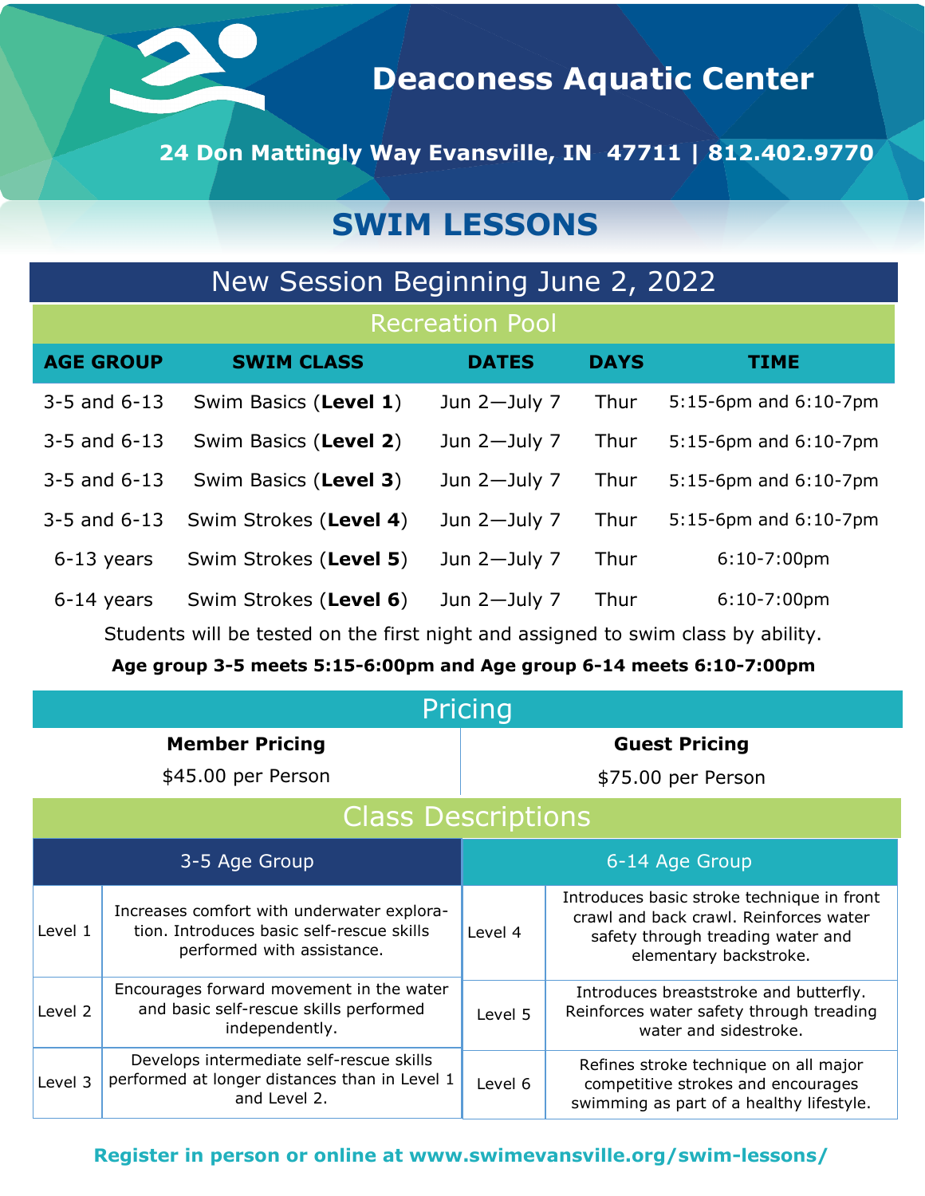# Deaconess Aquatic Center

**24 Don Mattingly Way Evansville, IN 47711 | 812.402.9770**

## SWIM LESSONS

### New Session Beginning June 2, 2022

#### Recreation Pool

| AGE GROUP | SWIM CLASS | DATES | DAYS | TIME |
|---|---|---|---|---|
| 3-5 and 6-13 | Swim Basics (**Level 1**) | Jun 2—July 7 | Thur | 5:15-6pm and 6:10-7pm |
| 3-5 and 6-13 | Swim Basics (**Level 2**) | Jun 2—July 7 | Thur | 5:15-6pm and 6:10-7pm |
| 3-5 and 6-13 | Swim Basics (**Level 3**) | Jun 2—July 7 | Thur | 5:15-6pm and 6:10-7pm |
| 3-5 and 6-13 | Swim Strokes (**Level 4**) | Jun 2—July 7 | Thur | 5:15-6pm and 6:10-7pm |
| 6-13 years | Swim Strokes (**Level 5**) | Jun 2—July 7 | Thur | 6:10-7:00pm |
| 6-14 years | Swim Strokes (**Level 6**) | Jun 2—July 7 | Thur | 6:10-7:00pm |

Students will be tested on the first night and assigned to swim class by ability.

**Age group 3-5 meets 5:15-6:00pm and Age group 6-14 meets 6:10-7:00pm**

### Pricing

| Member Pricing | Guest Pricing |
|---|---|
| $45.00 per Person | $75.00 per Person |

### Class Descriptions

| 3-5 Age Group | | 6-14 Age Group | |
|---|---|---|---|
| Level 1 | Increases comfort with underwater exploration. Introduces basic self-rescue skills performed with assistance. | Level 4 | Introduces basic stroke technique in front crawl and back crawl. Reinforces water safety through treading water and elementary backstroke. |
| Level 2 | Encourages forward movement in the water and basic self-rescue skills performed independently. | Level 5 | Introduces breaststroke and butterfly. Reinforces water safety through treading water and sidestroke. |
| Level 3 | Develops intermediate self-rescue skills performed at longer distances than in Level 1 and Level 2. | Level 6 | Refines stroke technique on all major competitive strokes and encourages swimming as part of a healthy lifestyle. |

**Register in person or online at www.swimevansville.org/swim-lessons/**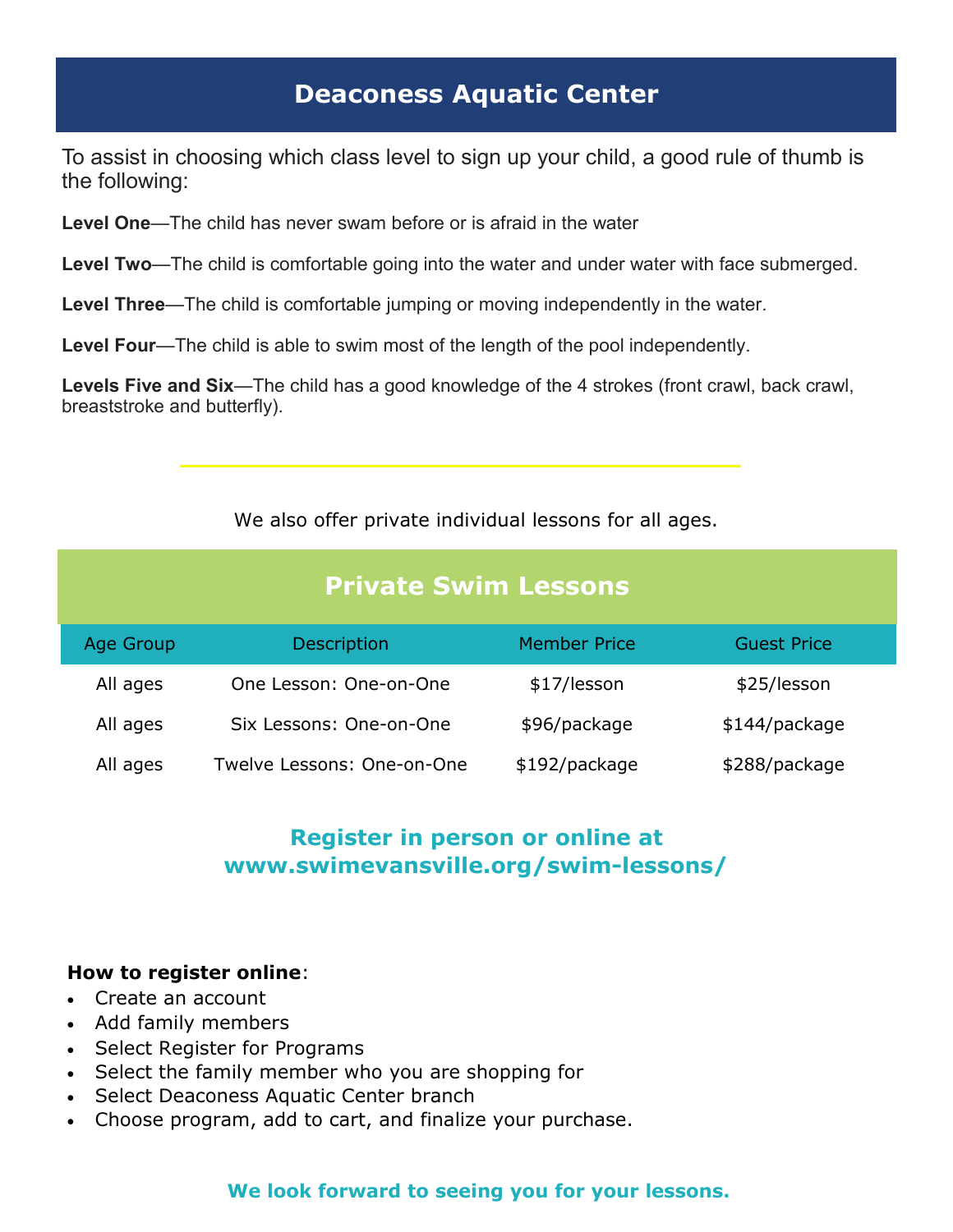# Deaconess Aquatic Center

To assist in choosing which class level to sign up your child, a good rule of thumb is the following:

**Level One**—The child has never swam before or is afraid in the water

**Level Two**—The child is comfortable going into the water and under water with face submerged.

**Level Three**—The child is comfortable jumping or moving independently in the water.

**Level Four**—The child is able to swim most of the length of the pool independently.

**Levels Five and Six**—The child has a good knowledge of the 4 strokes (front crawl, back crawl, breaststroke and butterfly).

---

We also offer private individual lessons for all ages.

## Private Swim Lessons

| Age Group | Description | Member Price | Guest Price |
|---|---|---|---|
| All ages | One Lesson: One-on-One | $17/lesson | $25/lesson |
| All ages | Six Lessons: One-on-One | $96/package | $144/package |
| All ages | Twelve Lessons: One-on-One | $192/package | $288/package |

**Register in person or online at www.swimevansville.org/swim-lessons/**

**How to register online**:

- Create an account
- Add family members
- Select Register for Programs
- Select the family member who you are shopping for
- Select Deaconess Aquatic Center branch
- Choose program, add to cart, and finalize your purchase.

**We look forward to seeing you for your lessons.**